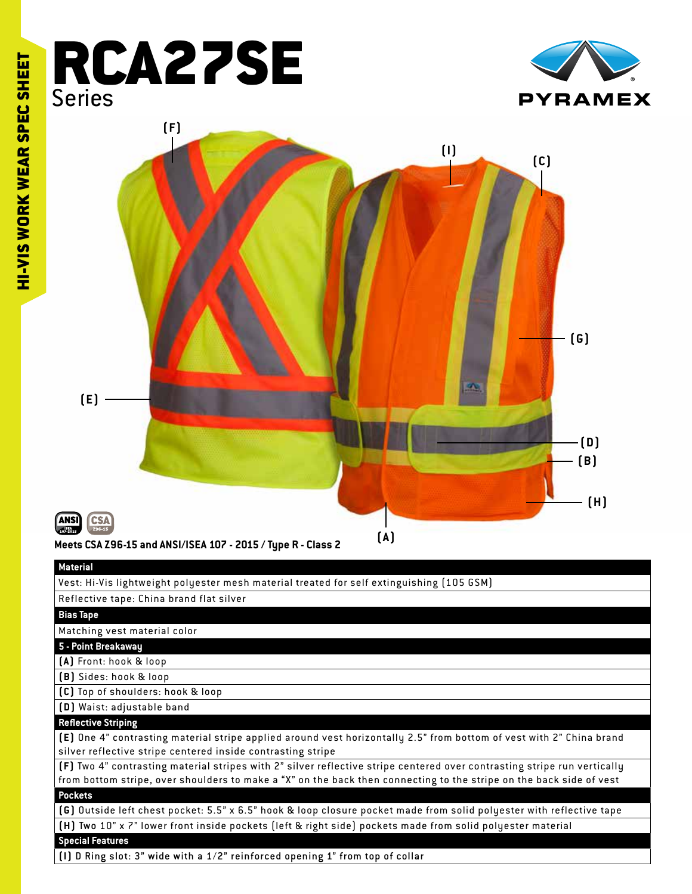HI-VIS WORK WEAR SPEC SHEET

# RCA27SE

Series

PYRAMEX

(F) (I) (C) (G) (E) (D) (B) (H) (A)

ANSI ISEA 107-2015 CSA Z96-15

**Meets CSA Z96-15 and ANSI/ISEA 107 - 2015 / Type R - Class 2**

| **Material** |
|---|
| Vest: Hi-Vis lightweight polyester mesh material treated for self extinguishing (105 GSM) |
| Reflective tape: China brand flat silver |
| **Bias Tape** |
| Matching vest material color |
| **5 - Point Breakaway** |
| **(A)** Front: hook & loop |
| **(B)** Sides: hook & loop |
| **(C)** Top of shoulders: hook & loop |
| **(D)** Waist: adjustable band |
| **Reflective Striping** |
| **(E)** One 4" contrasting material stripe applied around vest horizontally 2.5" from bottom of vest with 2" China brand silver reflective stripe centered inside contrasting stripe |
| **(F)** Two 4" contrasting material stripes with 2" silver reflective stripe centered over contrasting stripe run vertically from bottom stripe, over shoulders to make a "X" on the back then connecting to the stripe on the back side of vest |
| **Pockets** |
| **(G)** Outside left chest pocket: 5.5" x 6.5" hook & loop closure pocket made from solid polyester with reflective tape |
| **(H)** Two 10" x 7" lower front inside pockets (left & right side) pockets made from solid polyester material |
| **Special Features** |
| **(I)** D Ring slot: 3" wide with a 1/2" reinforced opening 1" from top of collar |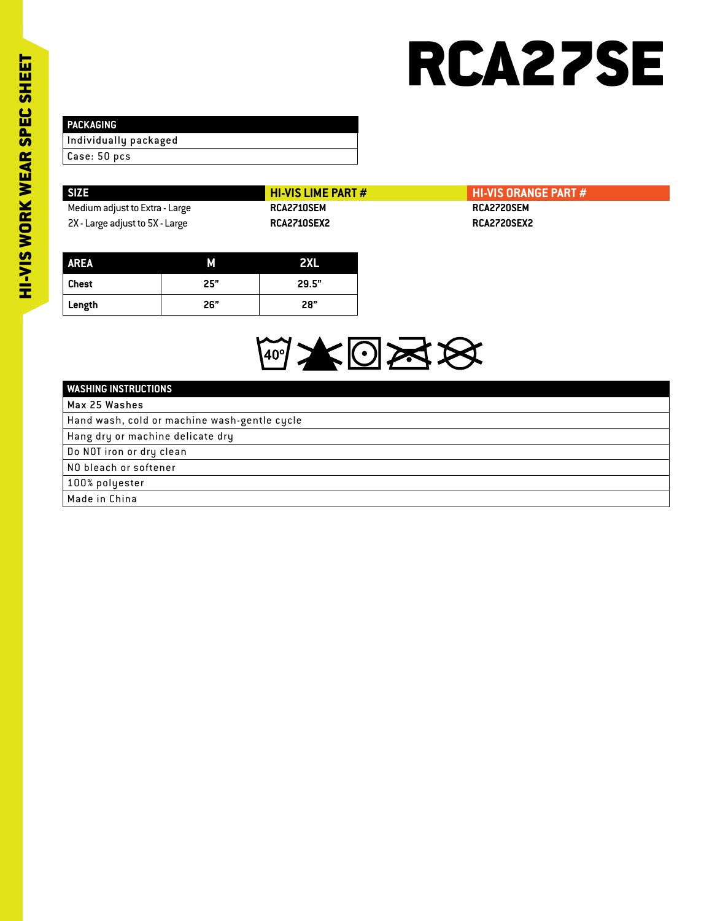# RCA27SE

| PACKAGING |
|---|
| Individually packaged |
| Case: 50 pcs |

| SIZE | HI-VIS LIME PART # | HI-VIS ORANGE PART # |
|---|---|---|
| Medium adjust to Extra - Large | RCA2710SEM | RCA2720SEM |
| 2X - Large adjust to 5X - Large | RCA2710SEX2 | RCA2720SEX2 |

| AREA | M | 2XL |
|---|---|---|
| Chest | 25” | 29.5” |
| Length | 26” | 28” |

40°

| WASHING INSTRUCTIONS |
|---|
| Max 25 Washes |
| Hand wash, cold or machine wash-gentle cycle |
| Hang dry or machine delicate dry |
| Do NOT iron or dry clean |
| NO bleach or softener |
| 100% polyester |
| Made in China |